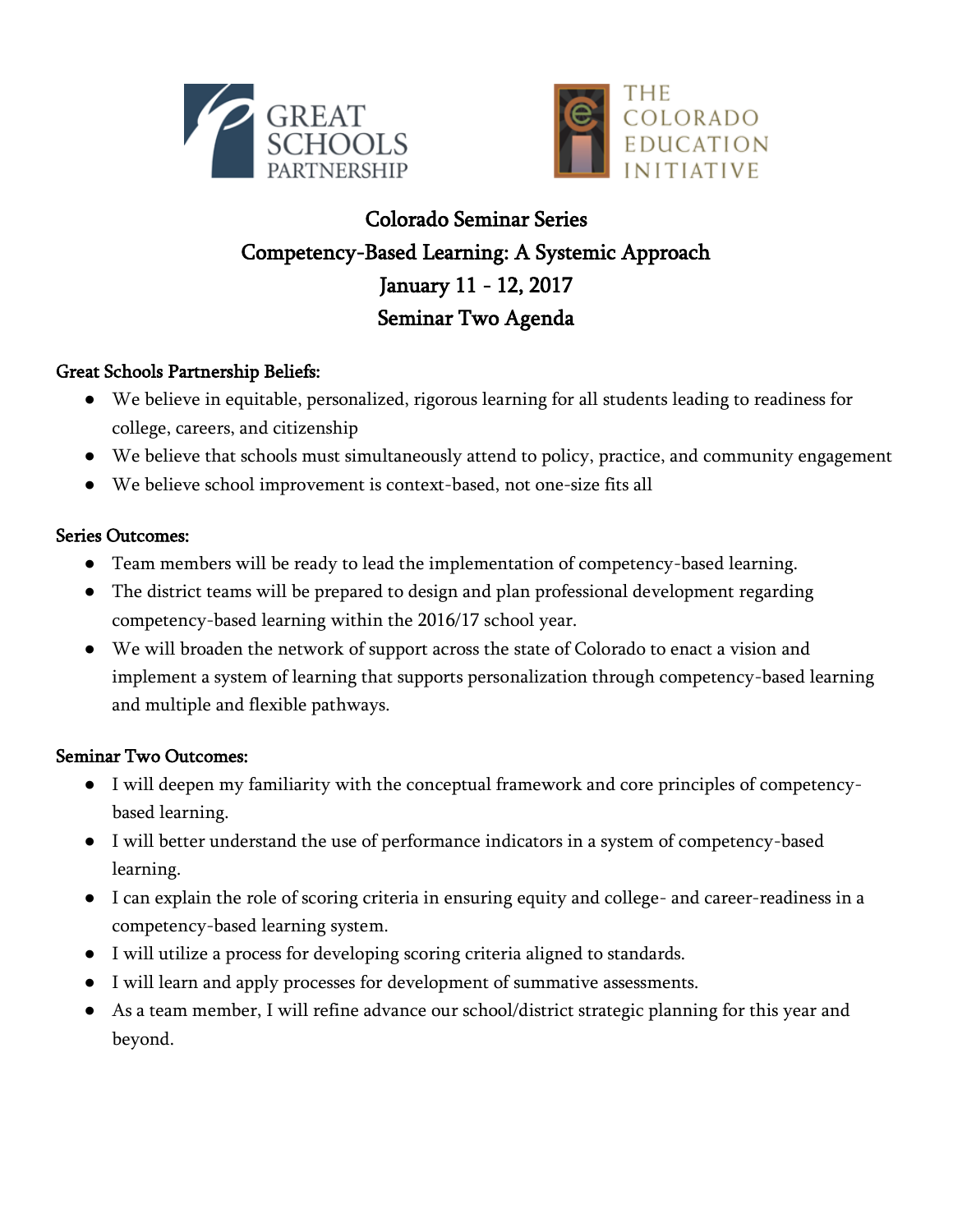# Colorado Seminar Series
# Competency-Based Learning: A Systemic Approach
# January 11 - 12, 2017
# Seminar Two Agenda

**Great Schools Partnership Beliefs:**

- We believe in equitable, personalized, rigorous learning for all students leading to readiness for college, careers, and citizenship
- We believe that schools must simultaneously attend to policy, practice, and community engagement
- We believe school improvement is context-based, not one-size fits all

**Series Outcomes:**

- Team members will be ready to lead the implementation of competency-based learning.
- The district teams will be prepared to design and plan professional development regarding competency-based learning within the 2016/17 school year.
- We will broaden the network of support across the state of Colorado to enact a vision and implement a system of learning that supports personalization through competency-based learning and multiple and flexible pathways.

**Seminar Two Outcomes:**

- I will deepen my familiarity with the conceptual framework and core principles of competency-based learning.
- I will better understand the use of performance indicators in a system of competency-based learning.
- I can explain the role of scoring criteria in ensuring equity and college- and career-readiness in a competency-based learning system.
- I will utilize a process for developing scoring criteria aligned to standards.
- I will learn and apply processes for development of summative assessments.
- As a team member, I will refine advance our school/district strategic planning for this year and beyond.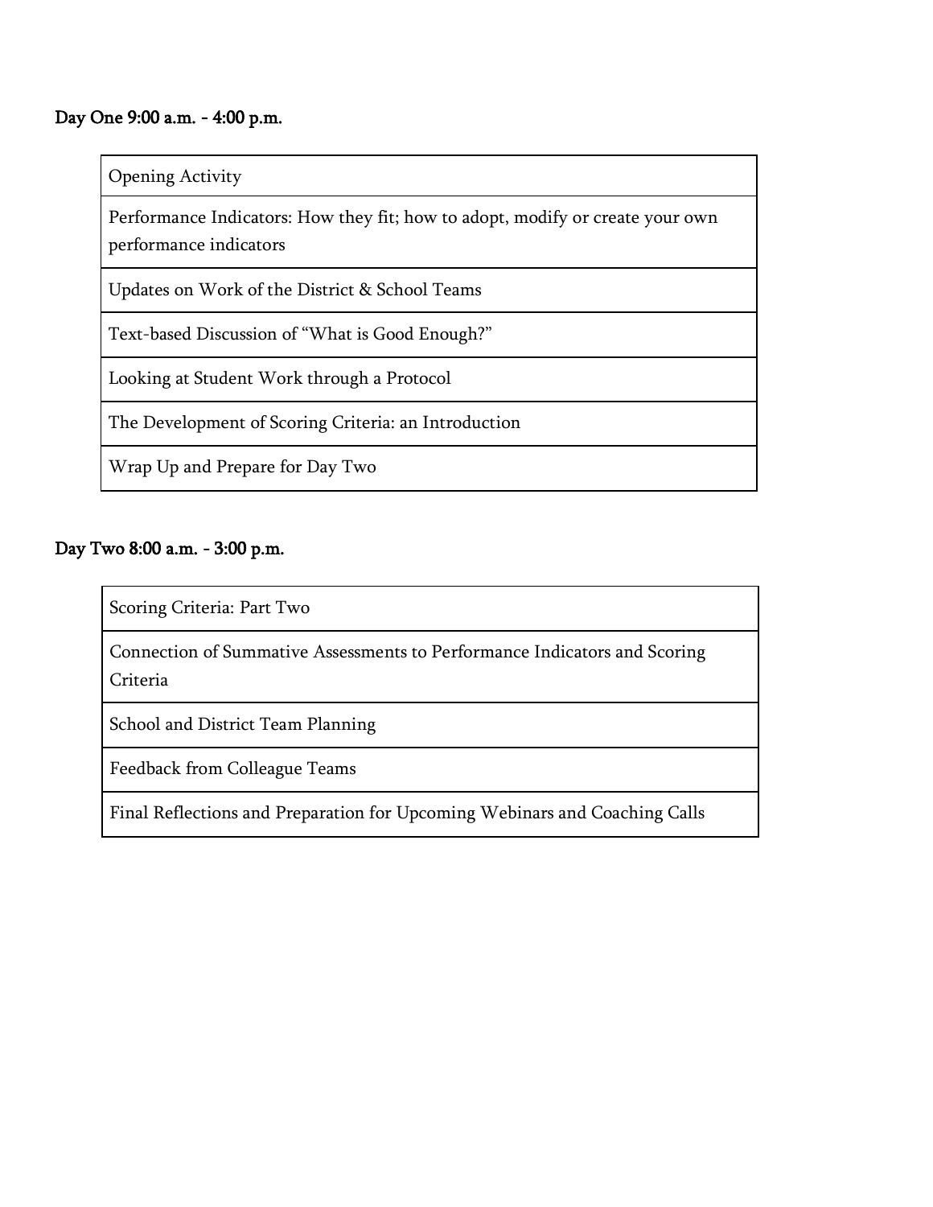**Day One 9:00 a.m. - 4:00 p.m.**

| |
|---|
| Opening Activity |
| Performance Indicators: How they fit; how to adopt, modify or create your own performance indicators |
| Updates on Work of the District & School Teams |
| Text-based Discussion of “What is Good Enough?” |
| Looking at Student Work through a Protocol |
| The Development of Scoring Criteria: an Introduction |
| Wrap Up and Prepare for Day Two |

**Day Two 8:00 a.m. - 3:00 p.m.**

| |
|---|
| Scoring Criteria: Part Two |
| Connection of Summative Assessments to Performance Indicators and Scoring Criteria |
| School and District Team Planning |
| Feedback from Colleague Teams |
| Final Reflections and Preparation for Upcoming Webinars and Coaching Calls |